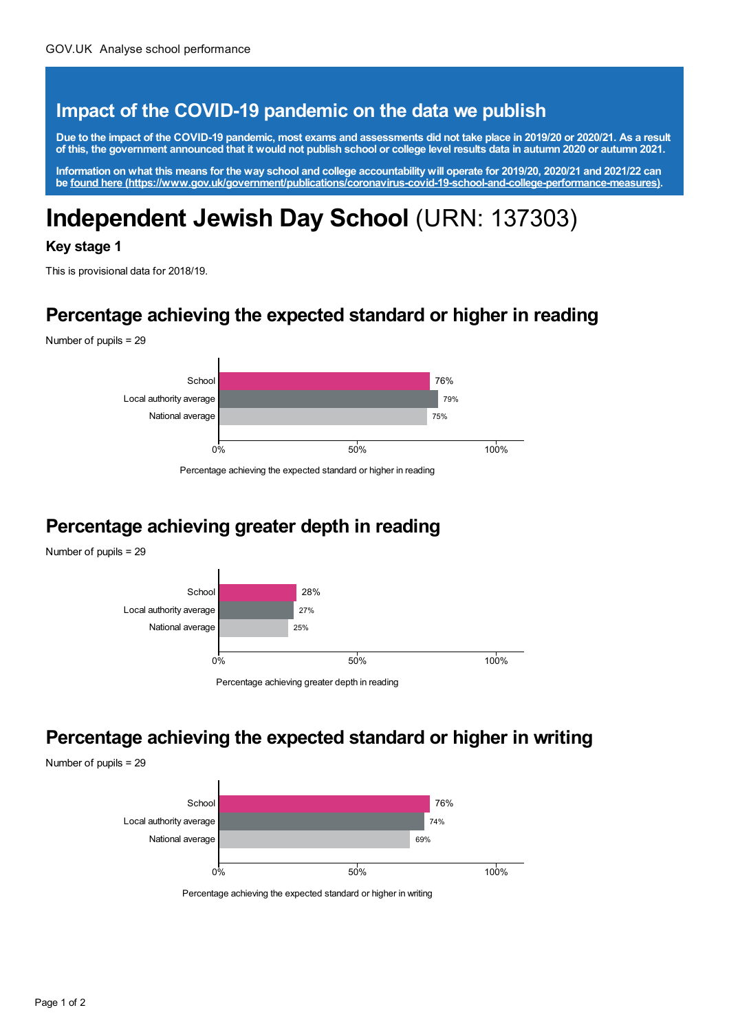GOV.UK Analyse school performance

## Impact of the COVID-19 pandemic on the data we publish

**Due to the impact of the COVID-19 pandemic, most exams and assessments did not take place in 2019/20 or 2020/21. As a result of this, the government announced that it would not publish school or college level results data in autumn 2020 or autumn 2021.**

**Information on what this means for the way school and college accountability will operate for 2019/20, 2020/21 and 2021/22 can be found here (https://www.gov.uk/government/publications/coronavirus-covid-19-school-and-college-performance-measures).**

# Independent Jewish Day School (URN: 137303)

### Key stage 1

This is provisional data for 2018/19.

## Percentage achieving the expected standard or higher in reading

Number of pupils = 29

| | Percentage |
|---|---|
| School | 76% |
| Local authority average | 79% |
| National average | 75% |

Percentage achieving the expected standard or higher in reading

## Percentage achieving greater depth in reading

Number of pupils = 29

| | Percentage |
|---|---|
| School | 28% |
| Local authority average | 27% |
| National average | 25% |

Percentage achieving greater depth in reading

## Percentage achieving the expected standard or higher in writing

Number of pupils = 29

| | Percentage |
|---|---|
| School | 76% |
| Local authority average | 74% |
| National average | 69% |

Percentage achieving the expected standard or higher in writing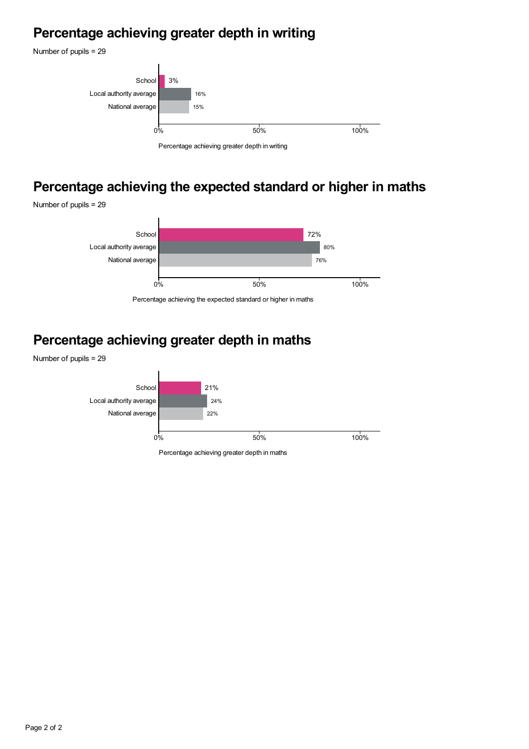## Percentage achieving greater depth in writing

Number of pupils = 29

School 3%
Local authority average 16%
National average 15%

0% 50% 100%

Percentage achieving greater depth in writing

## Percentage achieving the expected standard or higher in maths

Number of pupils = 29

School 72%
Local authority average 80%
National average 76%

0% 50% 100%

Percentage achieving the expected standard or higher in maths

## Percentage achieving greater depth in maths

Number of pupils = 29

School 21%
Local authority average 24%
National average 22%

0% 50% 100%

Percentage achieving greater depth in maths